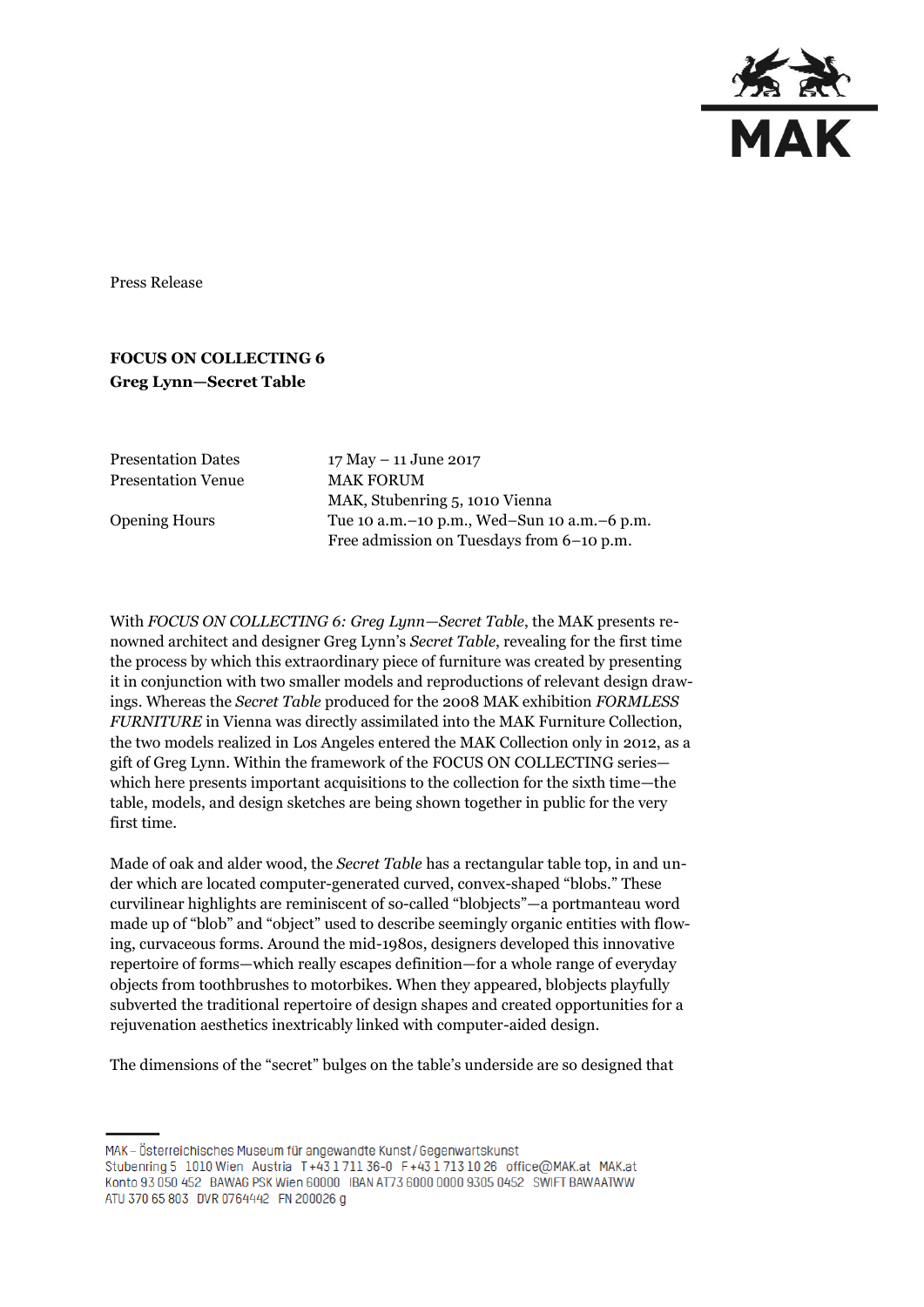Press Release

**FOCUS ON COLLECTING 6**
**Greg Lynn—Secret Table**

| | |
|---|---|
| Presentation Dates | 17 May – 11 June 2017 |
| Presentation Venue | MAK FORUM<br>MAK, Stubenring 5, 1010 Vienna |
| Opening Hours | Tue 10 a.m.–10 p.m., Wed–Sun 10 a.m.–6 p.m.<br>Free admission on Tuesdays from 6–10 p.m. |

With *FOCUS ON COLLECTING 6: Greg Lynn—Secret Table*, the MAK presents renowned architect and designer Greg Lynn's *Secret Table*, revealing for the first time the process by which this extraordinary piece of furniture was created by presenting it in conjunction with two smaller models and reproductions of relevant design drawings. Whereas the *Secret Table* produced for the 2008 MAK exhibition *FORMLESS FURNITURE* in Vienna was directly assimilated into the MAK Furniture Collection, the two models realized in Los Angeles entered the MAK Collection only in 2012, as a gift of Greg Lynn. Within the framework of the FOCUS ON COLLECTING series—which here presents important acquisitions to the collection for the sixth time—the table, models, and design sketches are being shown together in public for the very first time.

Made of oak and alder wood, the *Secret Table* has a rectangular table top, in and under which are located computer-generated curved, convex-shaped "blobs." These curvilinear highlights are reminiscent of so-called "blobjects"—a portmanteau word made up of "blob" and "object" used to describe seemingly organic entities with flowing, curvaceous forms. Around the mid-1980s, designers developed this innovative repertoire of forms—which really escapes definition—for a whole range of everyday objects from toothbrushes to motorbikes. When they appeared, blobjects playfully subverted the traditional repertoire of design shapes and created opportunities for a rejuvenation aesthetics inextricably linked with computer-aided design.

The dimensions of the "secret" bulges on the table's underside are so designed that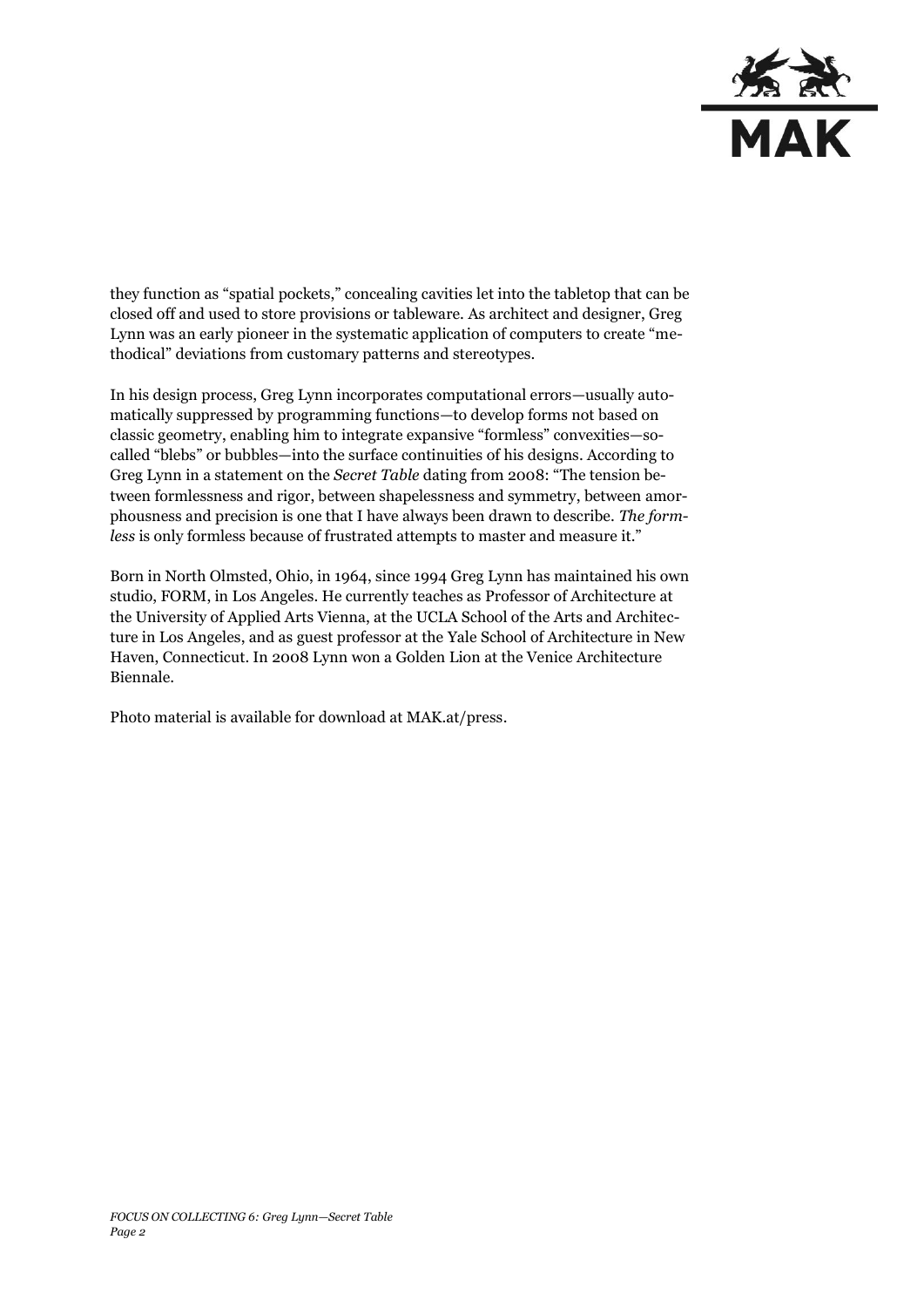they function as "spatial pockets," concealing cavities let into the tabletop that can be closed off and used to store provisions or tableware. As architect and designer, Greg Lynn was an early pioneer in the systematic application of computers to create "methodical" deviations from customary patterns and stereotypes.

In his design process, Greg Lynn incorporates computational errors—usually automatically suppressed by programming functions—to develop forms not based on classic geometry, enabling him to integrate expansive "formless" convexities—so-called "blebs" or bubbles—into the surface continuities of his designs. According to Greg Lynn in a statement on the *Secret Table* dating from 2008: "The tension between formlessness and rigor, between shapelessness and symmetry, between amorphousness and precision is one that I have always been drawn to describe. *The formless* is only formless because of frustrated attempts to master and measure it."

Born in North Olmsted, Ohio, in 1964, since 1994 Greg Lynn has maintained his own studio, FORM, in Los Angeles. He currently teaches as Professor of Architecture at the University of Applied Arts Vienna, at the UCLA School of the Arts and Architecture in Los Angeles, and as guest professor at the Yale School of Architecture in New Haven, Connecticut. In 2008 Lynn won a Golden Lion at the Venice Architecture Biennale.

Photo material is available for download at MAK.at/press.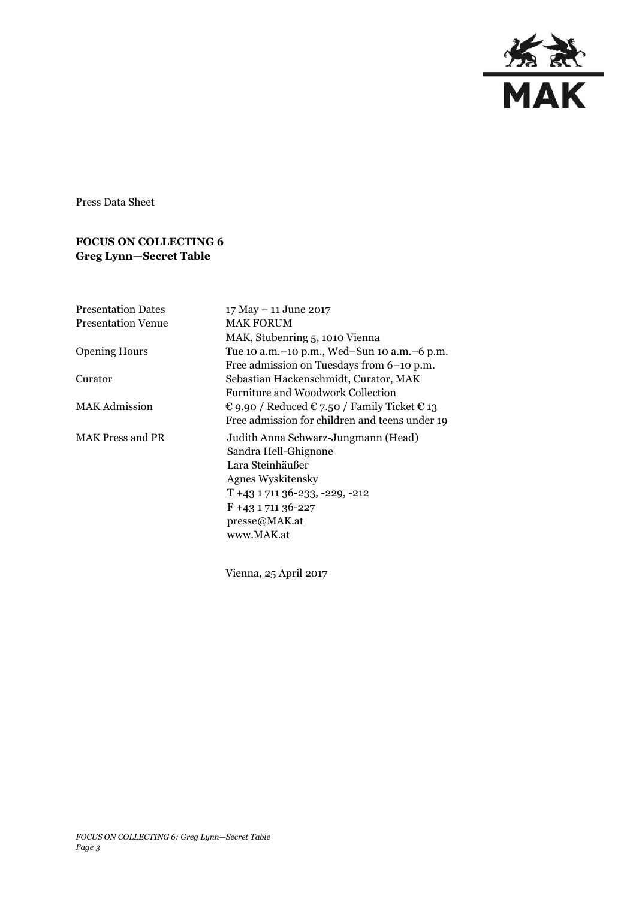Press Data Sheet

**FOCUS ON COLLECTING 6**
**Greg Lynn—Secret Table**

| | |
|---|---|
| Presentation Dates | 17 May – 11 June 2017 |
| Presentation Venue | MAK FORUM<br>MAK, Stubenring 5, 1010 Vienna |
| Opening Hours | Tue 10 a.m.–10 p.m., Wed–Sun 10 a.m.–6 p.m.<br>Free admission on Tuesdays from 6–10 p.m. |
| Curator | Sebastian Hackenschmidt, Curator, MAK Furniture and Woodwork Collection |
| MAK Admission | € 9.90 / Reduced € 7.50 / Family Ticket € 13<br>Free admission for children and teens under 19 |
| MAK Press and PR | Judith Anna Schwarz-Jungmann (Head)<br>Sandra Hell-Ghignone<br>Lara Steinhäußer<br>Agnes Wyskitensky<br>T +43 1 711 36-233, -229, -212<br>F +43 1 711 36-227<br>presse@MAK.at<br>www.MAK.at |

Vienna, 25 April 2017